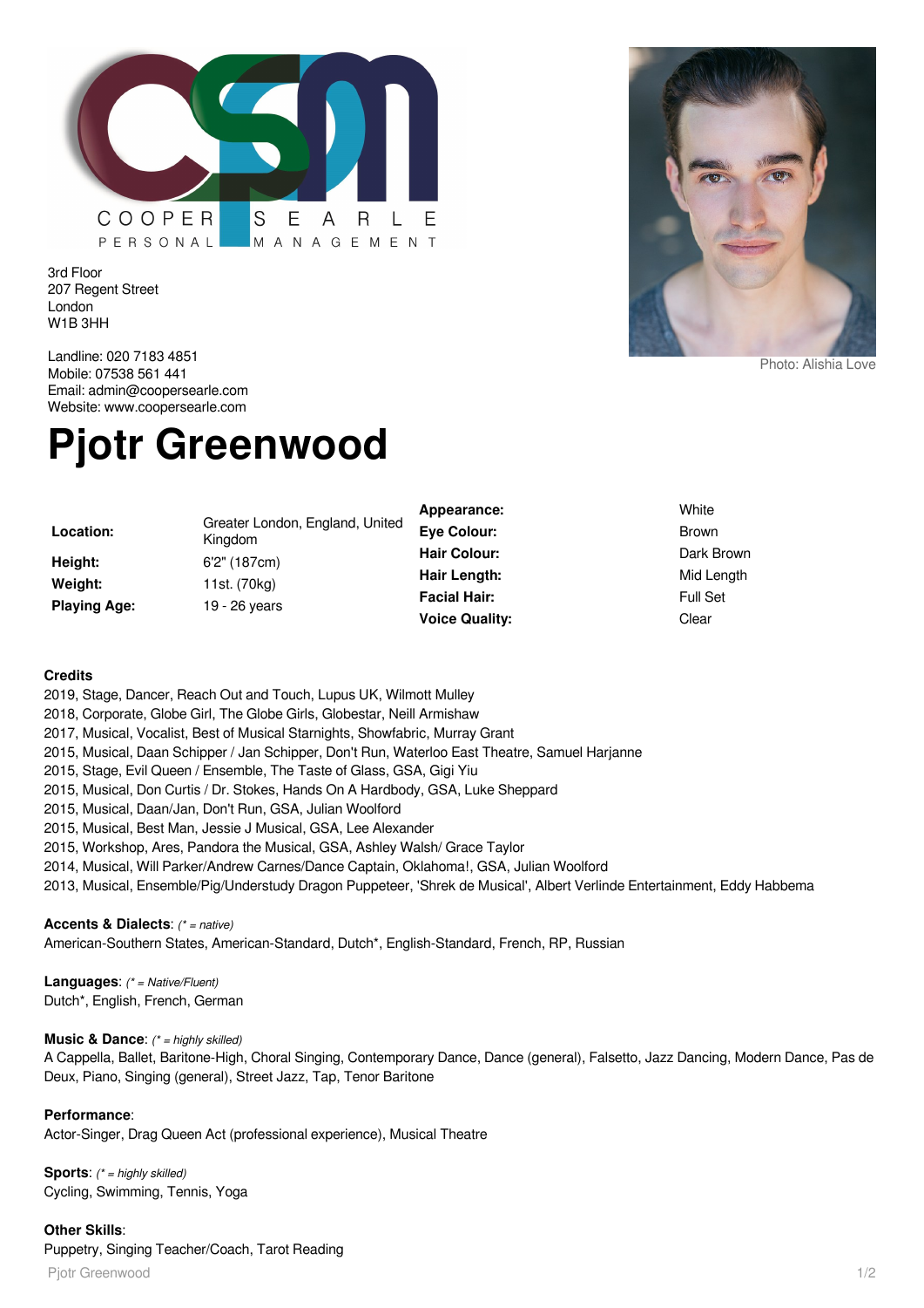COOPER SEARLE PERSONAL MANAGEMENT

3rd Floor
207 Regent Street
London
W1B 3HH

Landline: 020 7183 4851
Mobile: 07538 561 441
Email: admin@coopersearle.com
Website: www.coopersearle.com

Photo: Alishia Love

# Pjotr Greenwood

| | | | |
|---|---|---|---|
| **Location:** | Greater London, England, United Kingdom | **Appearance:** | White |
| **Height:** | 6'2" (187cm) | **Eye Colour:** | Brown |
| **Weight:** | 11st. (70kg) | **Hair Colour:** | Dark Brown |
| **Playing Age:** | 19 - 26 years | **Hair Length:** | Mid Length |
| | | **Facial Hair:** | Full Set |
| | | **Voice Quality:** | Clear |

**Credits**

2019, Stage, Dancer, Reach Out and Touch, Lupus UK, Wilmott Mulley
2018, Corporate, Globe Girl, The Globe Girls, Globestar, Neill Armishaw
2017, Musical, Vocalist, Best of Musical Starnights, Showfabric, Murray Grant
2015, Musical, Daan Schipper / Jan Schipper, Don't Run, Waterloo East Theatre, Samuel Harjanne
2015, Stage, Evil Queen / Ensemble, The Taste of Glass, GSA, Gigi Yiu
2015, Musical, Don Curtis / Dr. Stokes, Hands On A Hardbody, GSA, Luke Sheppard
2015, Musical, Daan/Jan, Don't Run, GSA, Julian Woolford
2015, Musical, Best Man, Jessie J Musical, GSA, Lee Alexander
2015, Workshop, Ares, Pandora the Musical, GSA, Ashley Walsh/ Grace Taylor
2014, Musical, Will Parker/Andrew Carnes/Dance Captain, Oklahoma!, GSA, Julian Woolford
2013, Musical, Ensemble/Pig/Understudy Dragon Puppeteer, 'Shrek de Musical', Albert Verlinde Entertainment, Eddy Habbema

**Accents & Dialects**: *(* = native)*
American-Southern States, American-Standard, Dutch*, English-Standard, French, RP, Russian

**Languages**: *(* = Native/Fluent)*
Dutch*, English, French, German

**Music & Dance**: *(* = highly skilled)*
A Cappella, Ballet, Baritone-High, Choral Singing, Contemporary Dance, Dance (general), Falsetto, Jazz Dancing, Modern Dance, Pas de Deux, Piano, Singing (general), Street Jazz, Tap, Tenor Baritone

**Performance**:
Actor-Singer, Drag Queen Act (professional experience), Musical Theatre

**Sports**: *(* = highly skilled)*
Cycling, Swimming, Tennis, Yoga

**Other Skills**:
Puppetry, Singing Teacher/Coach, Tarot Reading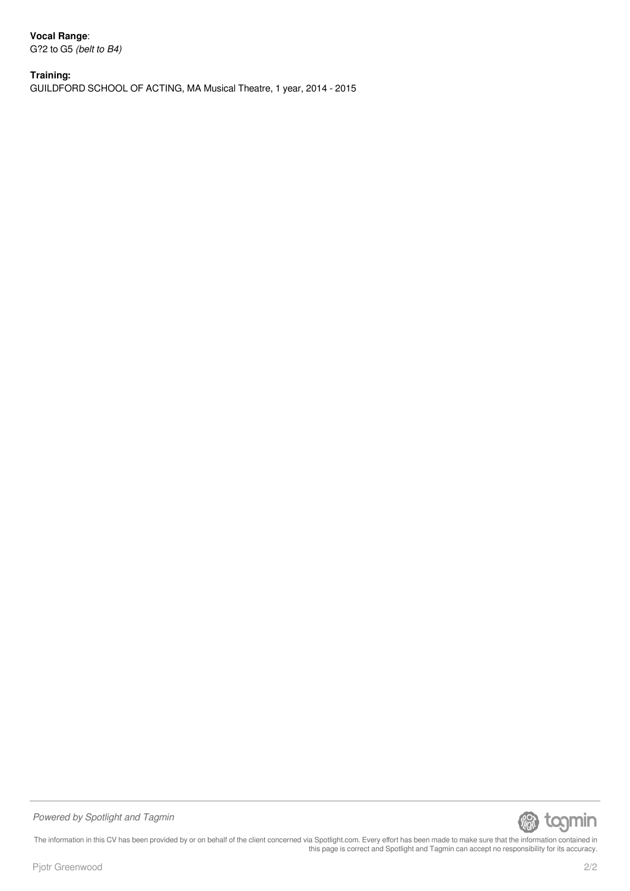**Vocal Range**:
G?2 to G5 *(belt to B4)*

**Training:**
GUILDFORD SCHOOL OF ACTING, MA Musical Theatre, 1 year, 2014 - 2015

*Powered by Spotlight and Tagmin*

The information in this CV has been provided by or on behalf of the client concerned via Spotlight.com. Every effort has been made to make sure that the information contained in this page is correct and Spotlight and Tagmin can accept no responsibility for its accuracy.